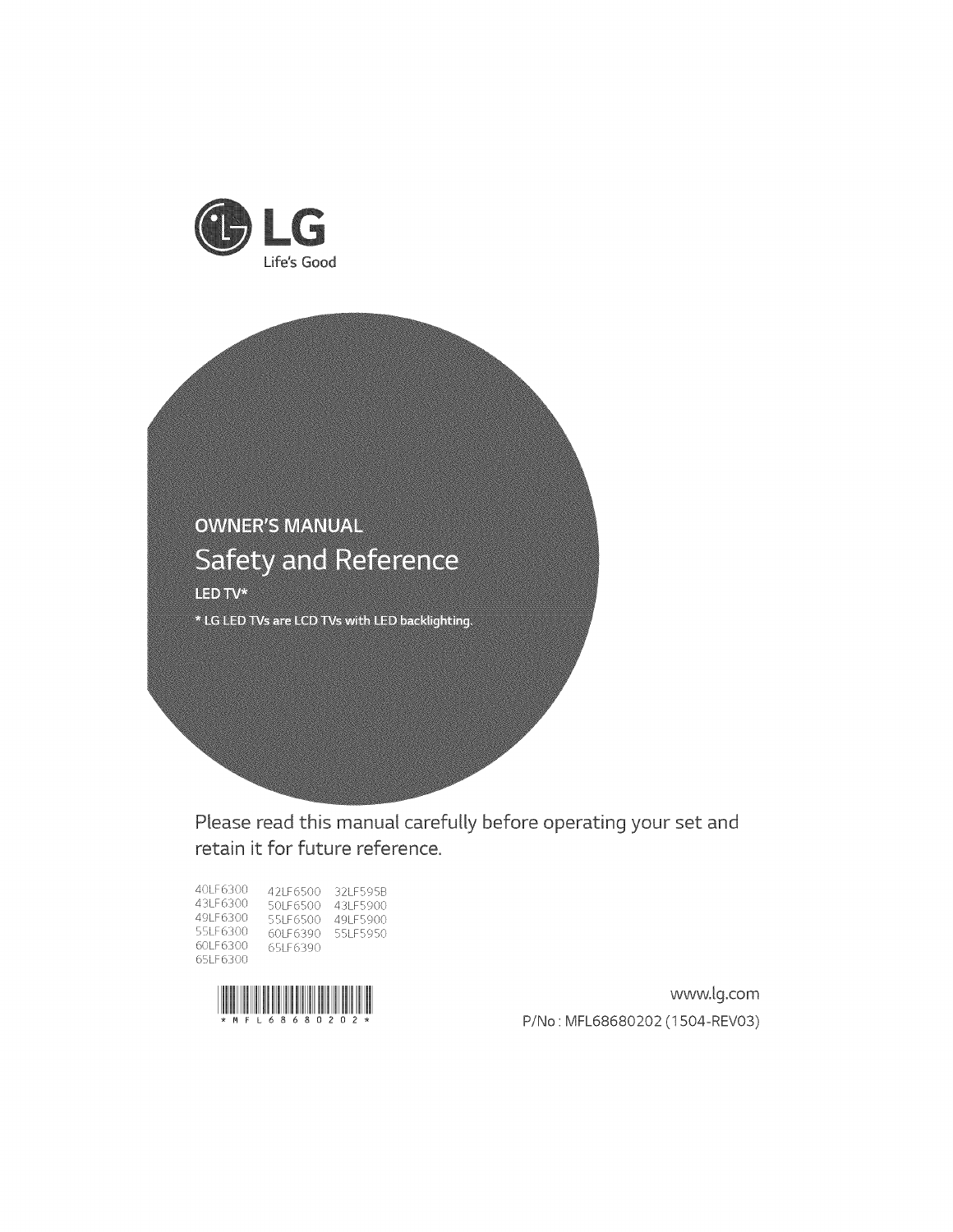LG

Life's Good

OWNER'S MANUAL

# Safety and Reference

LED TV*

* LG LED TVs are LCD TVs with LED backlighting.

Please read this manual carefully before operating your set and retain it for future reference.

40LF6300
43LF6300
49LF6300
55LF6300
60LF6300
65LF6300

42LF6500
50LF6500
55LF6500
60LF6390
65LF6390

32LF595B
43LF5900
49LF5900
55LF5950

*MFL68680202*

www.lg.com

P/No : MFL68680202 (1504-REV03)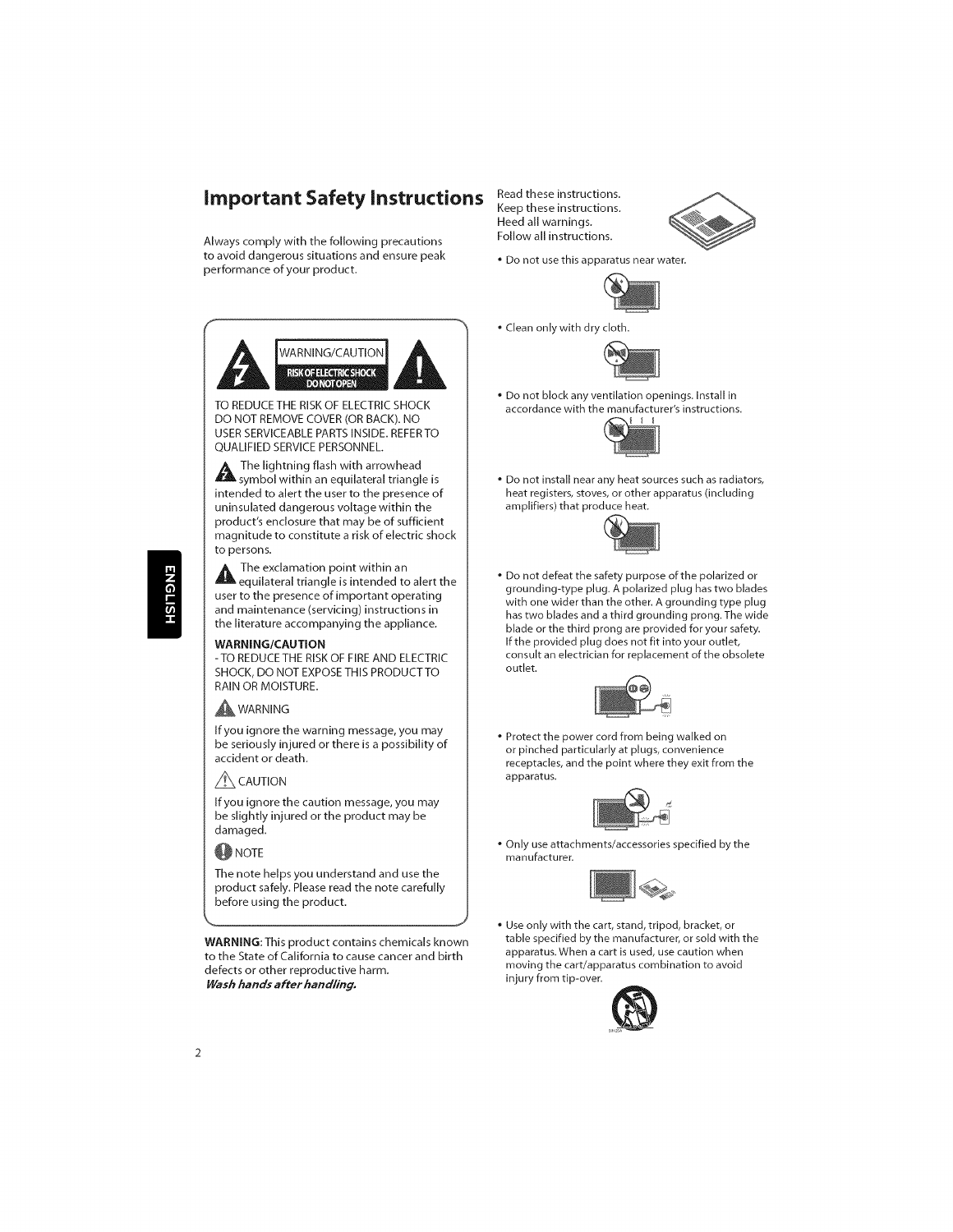# Important Safety Instructions

Always comply with the following precautions to avoid dangerous situations and ensure peak performance of your product.

WARNING/CAUTION

RISK OF ELECTRIC SHOCK
DO NOT OPEN

TO REDUCE THE RISK OF ELECTRIC SHOCK DO NOT REMOVE COVER (OR BACK). NO USER SERVICEABLE PARTS INSIDE. REFER TO QUALIFIED SERVICE PERSONNEL.

The lightning flash with arrowhead symbol within an equilateral triangle is intended to alert the user to the presence of uninsulated dangerous voltage within the product's enclosure that may be of sufficient magnitude to constitute a risk of electric shock to persons.

The exclamation point within an equilateral triangle is intended to alert the user to the presence of important operating and maintenance (servicing) instructions in the literature accompanying the appliance.

**WARNING/CAUTION**

- TO REDUCE THE RISK OF FIRE AND ELECTRIC SHOCK, DO NOT EXPOSE THIS PRODUCT TO RAIN OR MOISTURE.

WARNING

If you ignore the warning message, you may be seriously injured or there is a possibility of accident or death.

CAUTION

If you ignore the caution message, you may be slightly injured or the product may be damaged.

NOTE

The note helps you understand and use the product safely. Please read the note carefully before using the product.

**WARNING**: This product contains chemicals known to the State of California to cause cancer and birth defects or other reproductive harm.
***Wash hands after handling.***

Read these instructions.
Keep these instructions.
Heed all warnings.
Follow all instructions.

- Do not use this apparatus near water.
- Clean only with dry cloth.
- Do not block any ventilation openings. Install in accordance with the manufacturer's instructions.
- Do not install near any heat sources such as radiators, heat registers, stoves, or other apparatus (including amplifiers) that produce heat.
- Do not defeat the safety purpose of the polarized or grounding-type plug. A polarized plug has two blades with one wider than the other. A grounding type plug has two blades and a third grounding prong. The wide blade or the third prong are provided for your safety. If the provided plug does not fit into your outlet, consult an electrician for replacement of the obsolete outlet.
- Protect the power cord from being walked on or pinched particularly at plugs, convenience receptacles, and the point where they exit from the apparatus.
- Only use attachments/accessories specified by the manufacturer.
- Use only with the cart, stand, tripod, bracket, or table specified by the manufacturer, or sold with the apparatus. When a cart is used, use caution when moving the cart/apparatus combination to avoid injury from tip-over.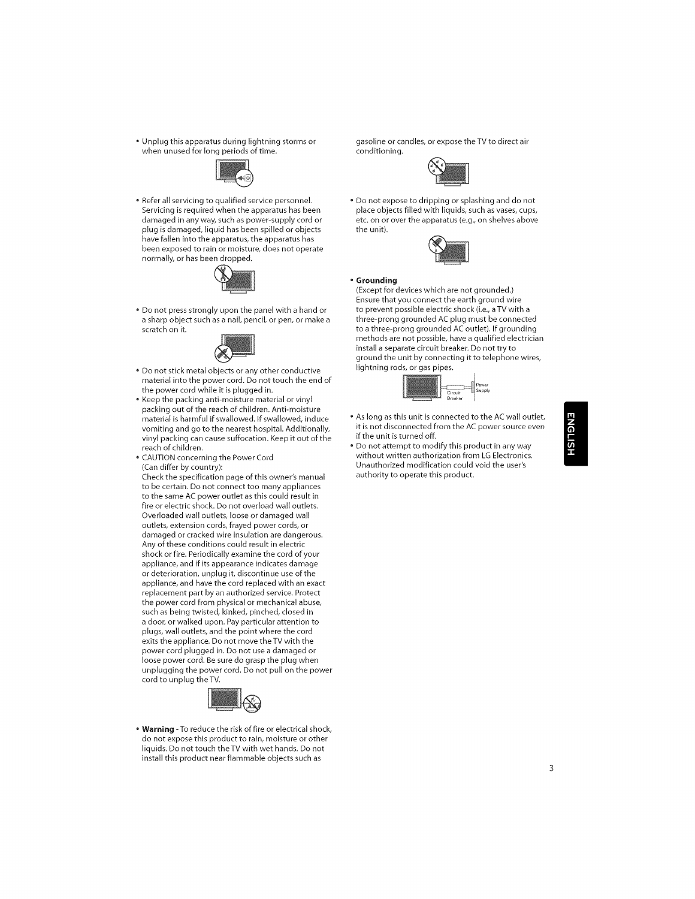- Unplug this apparatus during lightning storms or when unused for long periods of time.

- Refer all servicing to qualified service personnel. Servicing is required when the apparatus has been damaged in any way, such as power-supply cord or plug is damaged, liquid has been spilled or objects have fallen into the apparatus, the apparatus has been exposed to rain or moisture, does not operate normally, or has been dropped.

- Do not press strongly upon the panel with a hand or a sharp object such as a nail, pencil, or pen, or make a scratch on it.

- Do not stick metal objects or any other conductive material into the power cord. Do not touch the end of the power cord while it is plugged in.
- Keep the packing anti-moisture material or vinyl packing out of the reach of children. Anti-moisture material is harmful if swallowed. If swallowed, induce vomiting and go to the nearest hospital. Additionally, vinyl packing can cause suffocation. Keep it out of the reach of children.
- CAUTION concerning the Power Cord (Can differ by country): Check the specification page of this owner's manual to be certain. Do not connect too many appliances to the same AC power outlet as this could result in fire or electric shock. Do not overload wall outlets. Overloaded wall outlets, loose or damaged wall outlets, extension cords, frayed power cords, or damaged or cracked wire insulation are dangerous. Any of these conditions could result in electric shock or fire. Periodically examine the cord of your appliance, and if its appearance indicates damage or deterioration, unplug it, discontinue use of the appliance, and have the cord replaced with an exact replacement part by an authorized service. Protect the power cord from physical or mechanical abuse, such as being twisted, kinked, pinched, closed in a door, or walked upon. Pay particular attention to plugs, wall outlets, and the point where the cord exits the appliance. Do not move the TV with the power cord plugged in. Do not use a damaged or loose power cord. Be sure do grasp the plug when unplugging the power cord. Do not pull on the power cord to unplug the TV.

- **Warning** - To reduce the risk of fire or electrical shock, do not expose this product to rain, moisture or other liquids. Do not touch the TV with wet hands. Do not install this product near flammable objects such as gasoline or candles, or expose the TV to direct air conditioning.

- Do not expose to dripping or splashing and do not place objects filled with liquids, such as vases, cups, etc. on or over the apparatus (e.g., on shelves above the unit).

- **Grounding**
  (Except for devices which are not grounded.) Ensure that you connect the earth ground wire to prevent possible electric shock (i.e., a TV with a three-prong grounded AC plug must be connected to a three-prong grounded AC outlet). If grounding methods are not possible, have a qualified electrician install a separate circuit breaker. Do not try to ground the unit by connecting it to telephone wires, lightning rods, or gas pipes.

  Power Supply
  Circuit Breaker

- As long as this unit is connected to the AC wall outlet, it is not disconnected from the AC power source even if the unit is turned off.
- Do not attempt to modify this product in any way without written authorization from LG Electronics. Unauthorized modification could void the user's authority to operate this product.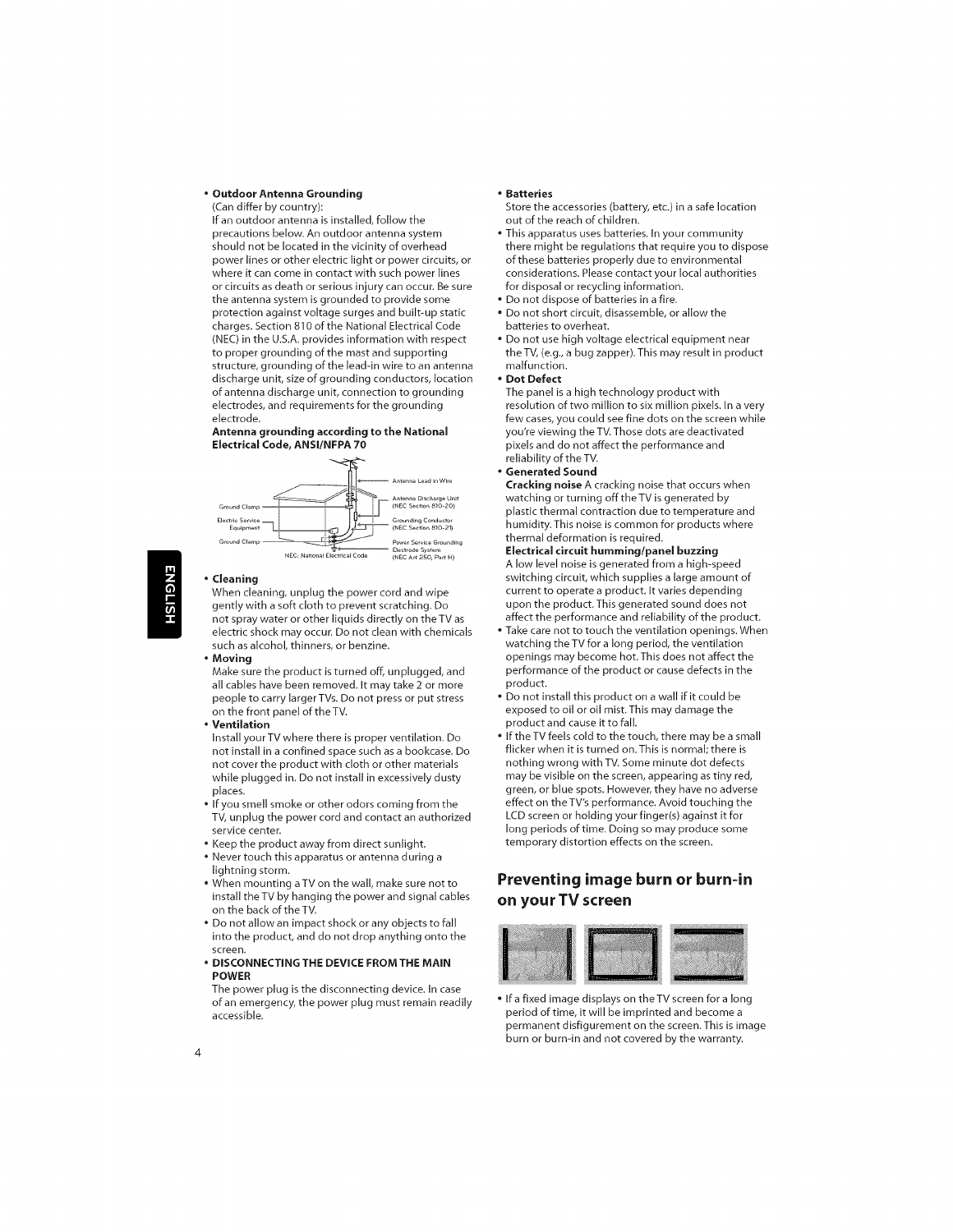- **Outdoor Antenna Grounding**
  (Can differ by country):
  If an outdoor antenna is installed, follow the precautions below. An outdoor antenna system should not be located in the vicinity of overhead power lines or other electric light or power circuits, or where it can come in contact with such power lines or circuits as death or serious injury can occur. Be sure the antenna system is grounded to provide some protection against voltage surges and built-up static charges. Section 810 of the National Electrical Code (NEC) in the U.S.A. provides information with respect to proper grounding of the mast and supporting structure, grounding of the lead-in wire to an antenna discharge unit, size of grounding conductors, location of antenna discharge unit, connection to grounding electrodes, and requirements for the grounding electrode.

  **Antenna grounding according to the National Electrical Code, ANSI/NFPA 70**

  Antenna Lead in Wire
  Antenna Discharge Unit (NEC Section 810-20)
  Ground Clamp
  Electric Service Equipment
  Grounding Conductor (NEC Section 810-21)
  Ground Clamp
  Power Service Grounding Electrode System (NEC Art 250, Part H)
  NEC: National Electrical Code

- **Cleaning**
  When cleaning, unplug the power cord and wipe gently with a soft cloth to prevent scratching. Do not spray water or other liquids directly on the TV as electric shock may occur. Do not clean with chemicals such as alcohol, thinners, or benzine.
- **Moving**
  Make sure the product is turned off, unplugged, and all cables have been removed. It may take 2 or more people to carry larger TVs. Do not press or put stress on the front panel of the TV.
- **Ventilation**
  Install your TV where there is proper ventilation. Do not install in a confined space such as a bookcase. Do not cover the product with cloth or other materials while plugged in. Do not install in excessively dusty places.
- If you smell smoke or other odors coming from the TV, unplug the power cord and contact an authorized service center.
- Keep the product away from direct sunlight.
- Never touch this apparatus or antenna during a lightning storm.
- When mounting a TV on the wall, make sure not to install the TV by hanging the power and signal cables on the back of the TV.
- Do not allow an impact shock or any objects to fall into the product, and do not drop anything onto the screen.
- **DISCONNECTING THE DEVICE FROM THE MAIN POWER**
  The power plug is the disconnecting device. In case of an emergency, the power plug must remain readily accessible.
- **Batteries**
  Store the accessories (battery, etc.) in a safe location out of the reach of children.
- This apparatus uses batteries. In your community there might be regulations that require you to dispose of these batteries properly due to environmental considerations. Please contact your local authorities for disposal or recycling information.
- Do not dispose of batteries in a fire.
- Do not short circuit, disassemble, or allow the batteries to overheat.
- Do not use high voltage electrical equipment near the TV, (e.g., a bug zapper). This may result in product malfunction.
- **Dot Defect**
  The panel is a high technology product with resolution of two million to six million pixels. In a very few cases, you could see fine dots on the screen while you're viewing the TV. Those dots are deactivated pixels and do not affect the performance and reliability of the TV.
- **Generated Sound**
  **Cracking noise** A cracking noise that occurs when watching or turning off the TV is generated by plastic thermal contraction due to temperature and humidity. This noise is common for products where thermal deformation is required.
  **Electrical circuit humming/panel buzzing**
  A low level noise is generated from a high-speed switching circuit, which supplies a large amount of current to operate a product. It varies depending upon the product. This generated sound does not affect the performance and reliability of the product.
- Take care not to touch the ventilation openings. When watching the TV for a long period, the ventilation openings may become hot. This does not affect the performance of the product or cause defects in the product.
- Do not install this product on a wall if it could be exposed to oil or oil mist. This may damage the product and cause it to fall.
- If the TV feels cold to the touch, there may be a small flicker when it is turned on. This is normal; there is nothing wrong with TV. Some minute dot defects may be visible on the screen, appearing as tiny red, green, or blue spots. However, they have no adverse effect on the TV's performance. Avoid touching the LCD screen or holding your finger(s) against it for long periods of time. Doing so may produce some temporary distortion effects on the screen.

## Preventing image burn or burn-in on your TV screen

- If a fixed image displays on the TV screen for a long period of time, it will be imprinted and become a permanent disfigurement on the screen. This is image burn or burn-in and not covered by the warranty.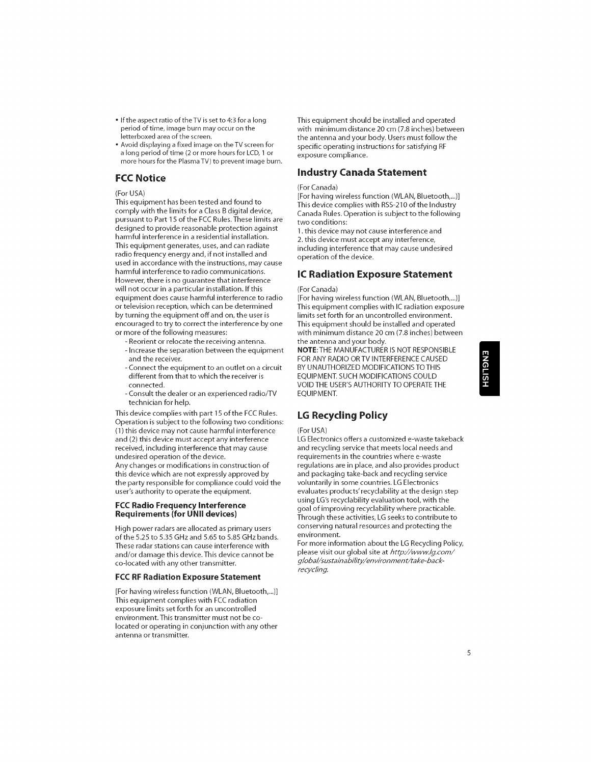- If the aspect ratio of the TV is set to 4:3 for a long period of time, image burn may occur on the letterboxed area of the screen.
- Avoid displaying a fixed image on the TV screen for a long period of time (2 or more hours for LCD, 1 or more hours for the Plasma TV) to prevent image burn.

## FCC Notice

(For USA)
This equipment has been tested and found to comply with the limits for a Class B digital device, pursuant to Part 15 of the FCC Rules. These limits are designed to provide reasonable protection against harmful interference in a residential installation. This equipment generates, uses, and can radiate radio frequency energy and, if not installed and used in accordance with the instructions, may cause harmful interference to radio communications. However, there is no guarantee that interference will not occur in a particular installation. If this equipment does cause harmful interference to radio or television reception, which can be determined by turning the equipment off and on, the user is encouraged to try to correct the interference by one or more of the following measures:

- Reorient or relocate the receiving antenna.
- Increase the separation between the equipment and the receiver.
- Connect the equipment to an outlet on a circuit different from that to which the receiver is connected.
- Consult the dealer or an experienced radio/TV technician for help.

This device complies with part 15 of the FCC Rules. Operation is subject to the following two conditions: (1) this device may not cause harmful interference and (2) this device must accept any interference received, including interference that may cause undesired operation of the device.
Any changes or modifications in construction of this device which are not expressly approved by the party responsible for compliance could void the user's authority to operate the equipment.

### FCC Radio Frequency Interference Requirements (for UNII devices)

High power radars are allocated as primary users of the 5.25 to 5.35 GHz and 5.65 to 5.85 GHz bands. These radar stations can cause interference with and/or damage this device. This device cannot be co-located with any other transmitter.

### FCC RF Radiation Exposure Statement

[For having wireless function (WLAN, Bluetooth,...)]
This equipment complies with FCC radiation exposure limits set forth for an uncontrolled environment. This transmitter must not be co-located or operating in conjunction with any other antenna or transmitter.

This equipment should be installed and operated with minimum distance 20 cm (7.8 inches) between the antenna and your body. Users must follow the specific operating instructions for satisfying RF exposure compliance.

## Industry Canada Statement

(For Canada)
[For having wireless function (WLAN, Bluetooth,...)]
This device complies with RSS-210 of the Industry Canada Rules. Operation is subject to the following two conditions:

1. this device may not cause interference and
2. this device must accept any interference, including interference that may cause undesired operation of the device.

## IC Radiation Exposure Statement

(For Canada)
[For having wireless function (WLAN, Bluetooth,...)]
This equipment complies with IC radiation exposure limits set forth for an uncontrolled environment. This equipment should be installed and operated with minimum distance 20 cm (7.8 inches) between the antenna and your body.
**NOTE**: THE MANUFACTURER IS NOT RESPONSIBLE FOR ANY RADIO OR TV INTERFERENCE CAUSED BY UNAUTHORIZED MODIFICATIONS TO THIS EQUIPMENT. SUCH MODIFICATIONS COULD VOID THE USER'S AUTHORITY TO OPERATE THE EQUIPMENT.

## LG Recycling Policy

(For USA)
LG Electronics offers a customized e-waste takeback and recycling service that meets local needs and requirements in the countries where e-waste regulations are in place, and also provides product and packaging take-back and recycling service voluntarily in some countries. LG Electronics evaluates products' recyclability at the design step using LG's recyclability evaluation tool, with the goal of improving recyclability where practicable. Through these activities, LG seeks to contribute to conserving natural resources and protecting the environment.
For more information about the LG Recycling Policy, please visit our global site at *http://www.lg.com/global/sustainability/environment/take-back-recycling.*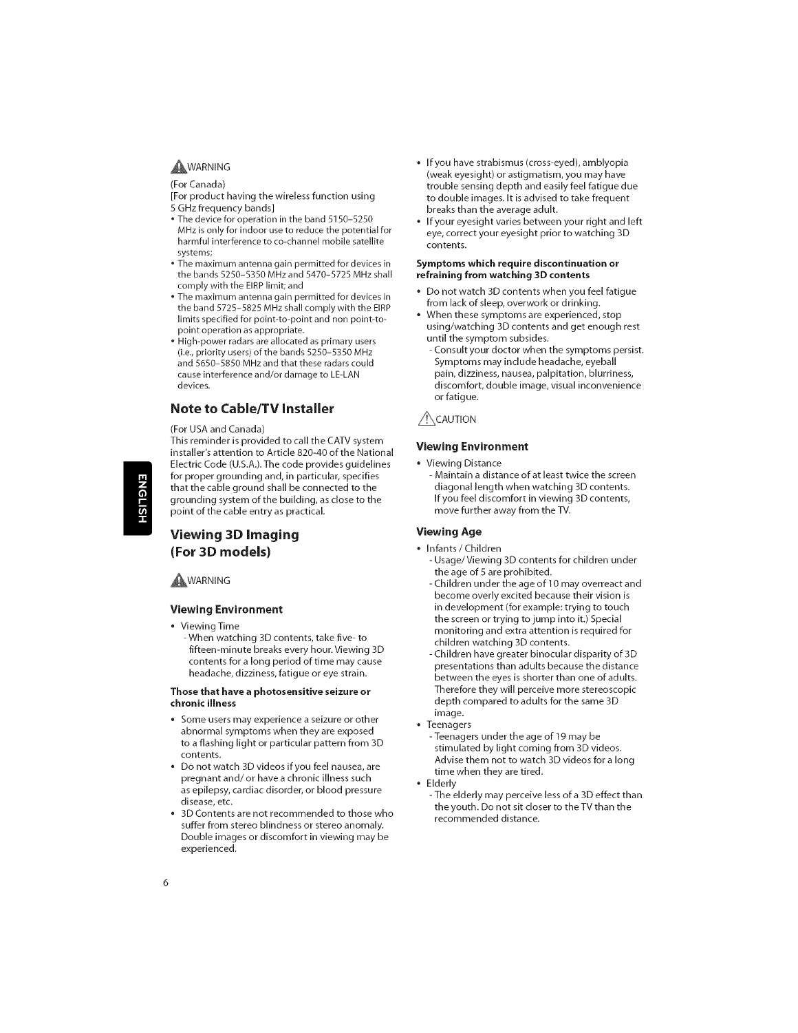⚠WARNING

(For Canada)

[For product having the wireless function using 5 GHz frequency bands]

- The device for operation in the band 5150–5250 MHz is only for indoor use to reduce the potential for harmful interference to co-channel mobile satellite systems;
- The maximum antenna gain permitted for devices in the bands 5250–5350 MHz and 5470–5725 MHz shall comply with the EIRP limit; and
- The maximum antenna gain permitted for devices in the band 5725–5825 MHz shall comply with the EIRP limits specified for point-to-point and non point-to-point operation as appropriate.
- High-power radars are allocated as primary users (i.e., priority users) of the bands 5250–5350 MHz and 5650–5850 MHz and that these radars could cause interference and/or damage to LE-LAN devices.

## Note to Cable/TV Installer

(For USA and Canada)

This reminder is provided to call the CATV system installer's attention to Article 820-40 of the National Electric Code (U.S.A.). The code provides guidelines for proper grounding and, in particular, specifies that the cable ground shall be connected to the grounding system of the building, as close to the point of the cable entry as practical.

## Viewing 3D Imaging (For 3D models)

⚠WARNING

### Viewing Environment

- Viewing Time
  - When watching 3D contents, take five- to fifteen-minute breaks every hour. Viewing 3D contents for a long period of time may cause headache, dizziness, fatigue or eye strain.

**Those that have a photosensitive seizure or chronic illness**

- Some users may experience a seizure or other abnormal symptoms when they are exposed to a flashing light or particular pattern from 3D contents.
- Do not watch 3D videos if you feel nausea, are pregnant and/ or have a chronic illness such as epilepsy, cardiac disorder, or blood pressure disease, etc.
- 3D Contents are not recommended to those who suffer from stereo blindness or stereo anomaly. Double images or discomfort in viewing may be experienced.
- If you have strabismus (cross-eyed), amblyopia (weak eyesight) or astigmatism, you may have trouble sensing depth and easily feel fatigue due to double images. It is advised to take frequent breaks than the average adult.
- If your eyesight varies between your right and left eye, correct your eyesight prior to watching 3D contents.

**Symptoms which require discontinuation or refraining from watching 3D contents**

- Do not watch 3D contents when you feel fatigue from lack of sleep, overwork or drinking.
- When these symptoms are experienced, stop using/watching 3D contents and get enough rest until the symptom subsides.
  - Consult your doctor when the symptoms persist. Symptoms may include headache, eyeball pain, dizziness, nausea, palpitation, blurriness, discomfort, double image, visual inconvenience or fatigue.

⚠CAUTION

### Viewing Environment

- Viewing Distance
  - Maintain a distance of at least twice the screen diagonal length when watching 3D contents. If you feel discomfort in viewing 3D contents, move further away from the TV.

### Viewing Age

- Infants / Children
  - Usage/ Viewing 3D contents for children under the age of 5 are prohibited.
  - Children under the age of 10 may overreact and become overly excited because their vision is in development (for example: trying to touch the screen or trying to jump into it.) Special monitoring and extra attention is required for children watching 3D contents.
  - Children have greater binocular disparity of 3D presentations than adults because the distance between the eyes is shorter than one of adults. Therefore they will perceive more stereoscopic depth compared to adults for the same 3D image.
- Teenagers
  - Teenagers under the age of 19 may be stimulated by light coming from 3D videos. Advise them not to watch 3D videos for a long time when they are tired.
- Elderly
  - The elderly may perceive less of a 3D effect than the youth. Do not sit closer to the TV than the recommended distance.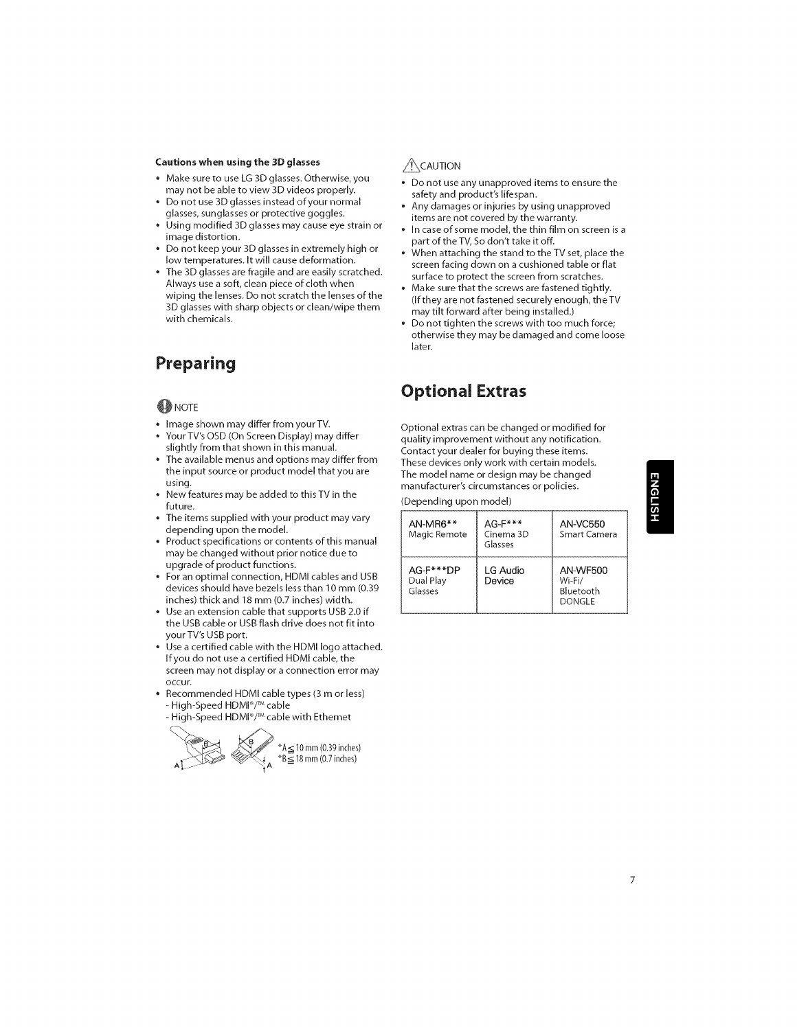**Cautions when using the 3D glasses**

- Make sure to use LG 3D glasses. Otherwise, you may not be able to view 3D videos properly.
- Do not use 3D glasses instead of your normal glasses, sunglasses or protective goggles.
- Using modified 3D glasses may cause eye strain or image distortion.
- Do not keep your 3D glasses in extremely high or low temperatures. It will cause deformation.
- The 3D glasses are fragile and are easily scratched. Always use a soft, clean piece of cloth when wiping the lenses. Do not scratch the lenses of the 3D glasses with sharp objects or clean/wipe them with chemicals.

# Preparing

NOTE

- Image shown may differ from your TV.
- Your TV's OSD (On Screen Display) may differ slightly from that shown in this manual.
- The available menus and options may differ from the input source or product model that you are using.
- New features may be added to this TV in the future.
- The items supplied with your product may vary depending upon the model.
- Product specifications or contents of this manual may be changed without prior notice due to upgrade of product functions.
- For an optimal connection, HDMI cables and USB devices should have bezels less than 10 mm (0.39 inches) thick and 18 mm (0.7 inches) width.
- Use an extension cable that supports USB 2.0 if the USB cable or USB flash drive does not fit into your TV's USB port.
- Use a certified cable with the HDMI logo attached. If you do not use a certified HDMI cable, the screen may not display or a connection error may occur.
- Recommended HDMI cable types (3 m or less)
  - High-Speed HDMI®/™ cable
  - High-Speed HDMI®/™ cable with Ethernet

*A ≦ 10 mm (0.39 inches)
*B ≦ 18 mm (0.7 inches)

CAUTION

- Do not use any unapproved items to ensure the safety and product's lifespan.
- Any damages or injuries by using unapproved items are not covered by the warranty.
- In case of some model, the thin film on screen is a part of the TV, So don't take it off.
- When attaching the stand to the TV set, place the screen facing down on a cushioned table or flat surface to protect the screen from scratches.
- Make sure that the screws are fastened tightly. (If they are not fastened securely enough, the TV may tilt forward after being installed.)
- Do not tighten the screws with too much force; otherwise they may be damaged and come loose later.

# Optional Extras

Optional extras can be changed or modified for quality improvement without any notification. Contact your dealer for buying these items. These devices only work with certain models. The model name or design may be changed manufacturer's circumstances or policies.

(Depending upon model)

| | | |
|---|---|---|
| AN-MR6** Magic Remote | AG-F*** Cinema 3D Glasses | AN-VC550 Smart Camera |
| AG-F***DP Dual Play Glasses | LG Audio Device | AN-WF500 Wi-Fi/ Bluetooth DONGLE |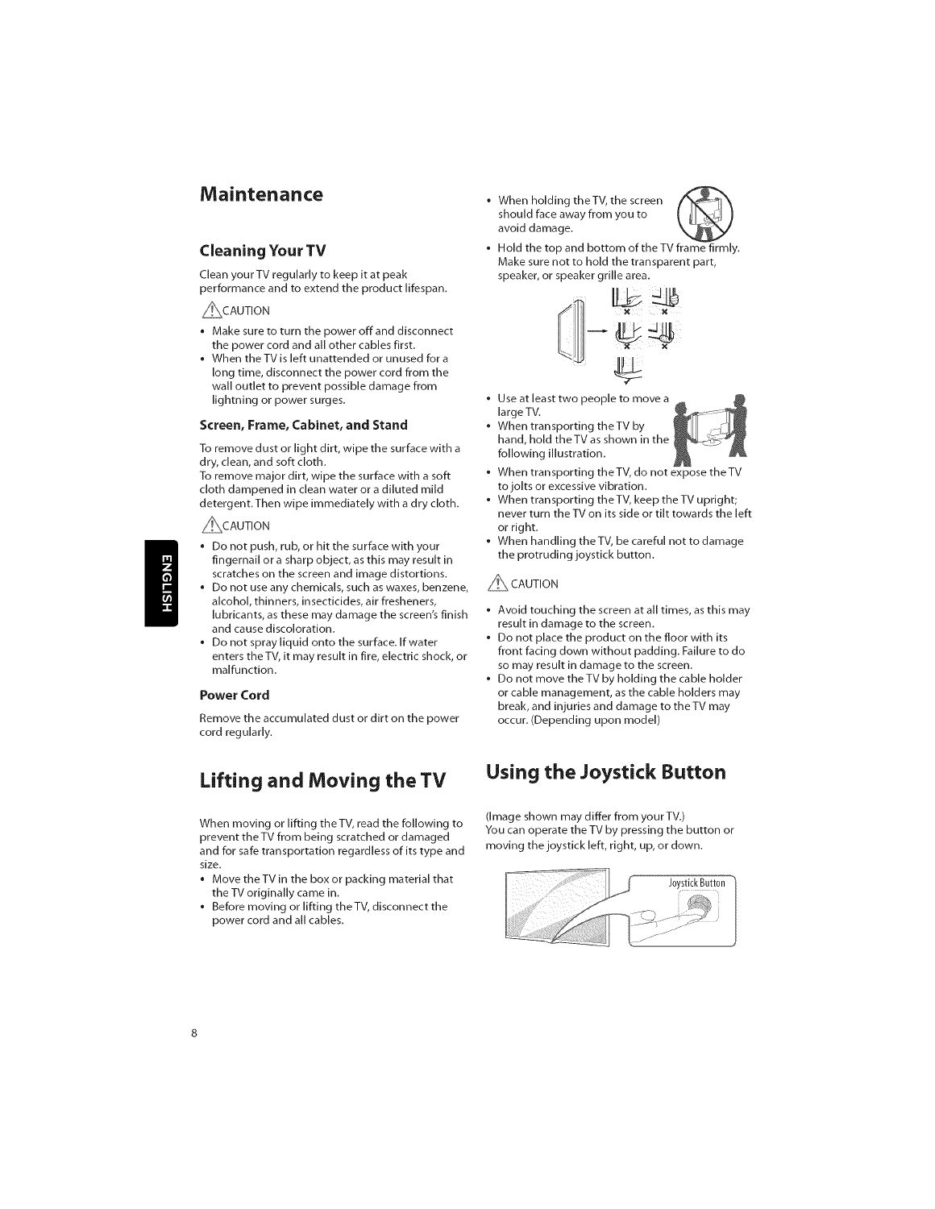# Maintenance

## Cleaning Your TV

Clean your TV regularly to keep it at peak performance and to extend the product lifespan.

⚠ CAUTION

- Make sure to turn the power off and disconnect the power cord and all other cables first.
- When the TV is left unattended or unused for a long time, disconnect the power cord from the wall outlet to prevent possible damage from lightning or power surges.

### Screen, Frame, Cabinet, and Stand

To remove dust or light dirt, wipe the surface with a dry, clean, and soft cloth.
To remove major dirt, wipe the surface with a soft cloth dampened in clean water or a diluted mild detergent. Then wipe immediately with a dry cloth.

⚠ CAUTION

- Do not push, rub, or hit the surface with your fingernail or a sharp object, as this may result in scratches on the screen and image distortions.
- Do not use any chemicals, such as waxes, benzene, alcohol, thinners, insecticides, air fresheners, lubricants, as these may damage the screen's finish and cause discoloration.
- Do not spray liquid onto the surface. If water enters the TV, it may result in fire, electric shock, or malfunction.

### Power Cord

Remove the accumulated dust or dirt on the power cord regularly.

# Lifting and Moving the TV

When moving or lifting the TV, read the following to prevent the TV from being scratched or damaged and for safe transportation regardless of its type and size.

- Move the TV in the box or packing material that the TV originally came in.
- Before moving or lifting the TV, disconnect the power cord and all cables.
- When holding the TV, the screen should face away from you to avoid damage.
- Hold the top and bottom of the TV frame firmly. Make sure not to hold the transparent part, speaker, or speaker grille area.
- Use at least two people to move a large TV.
- When transporting the TV by hand, hold the TV as shown in the following illustration.
- When transporting the TV, do not expose the TV to jolts or excessive vibration.
- When transporting the TV, keep the TV upright; never turn the TV on its side or tilt towards the left or right.
- When handling the TV, be careful not to damage the protruding joystick button.

⚠ CAUTION

- Avoid touching the screen at all times, as this may result in damage to the screen.
- Do not place the product on the floor with its front facing down without padding. Failure to do so may result in damage to the screen.
- Do not move the TV by holding the cable holder or cable management, as the cable holders may break, and injuries and damage to the TV may occur. (Depending upon model)

# Using the Joystick Button

(Image shown may differ from your TV.)
You can operate the TV by pressing the button or moving the joystick left, right, up, or down.

Joystick Button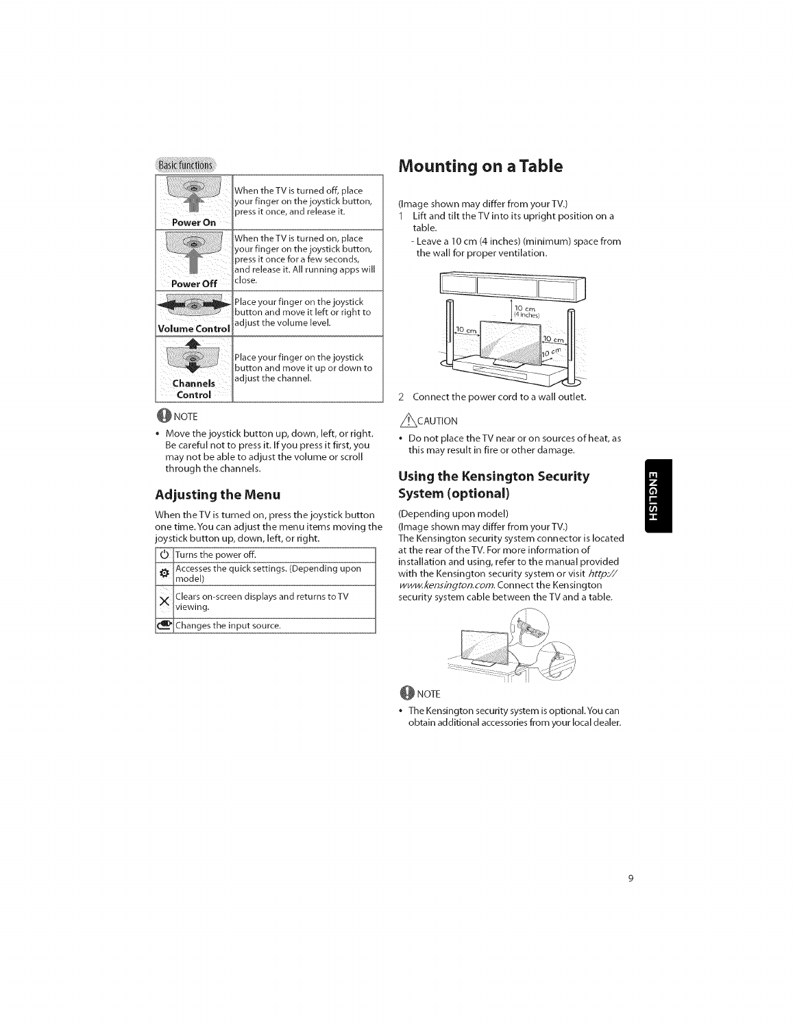### Basic functions

| | |
|---|---|
| Power On | When the TV is turned off, place your finger on the joystick button, press it once, and release it. |
| Power Off | When the TV is turned on, place your finger on the joystick button, press it once for a few seconds, and release it. All running apps will close. |
| Volume Control | Place your finger on the joystick button and move it left or right to adjust the volume level. |
| Channels Control | Place your finger on the joystick button and move it up or down to adjust the channel. |

NOTE

- Move the joystick button up, down, left, or right. Be careful not to press it. If you press it first, you may not be able to adjust the volume or scroll through the channels.

## Adjusting the Menu

When the TV is turned on, press the joystick button one time. You can adjust the menu items moving the joystick button up, down, left, or right.

| | |
|---|---|
| ⏻ | Turns the power off. |
| ⚙ | Accesses the quick settings. (Depending upon model) |
| ✕ | Clears on-screen displays and returns to TV viewing. |
| ⮊ | Changes the input source. |

# Mounting on a Table

(Image shown may differ from your TV.)

1 Lift and tilt the TV into its upright position on a table.
  - Leave a 10 cm (4 inches) (minimum) space from the wall for proper ventilation.

2 Connect the power cord to a wall outlet.

CAUTION

- Do not place the TV near or on sources of heat, as this may result in fire or other damage.

## Using the Kensington Security System (optional)

(Depending upon model)
(Image shown may differ from your TV.)
The Kensington security system connector is located at the rear of the TV. For more information of installation and using, refer to the manual provided with the Kensington security system or visit *http://www.kensington.com*. Connect the Kensington security system cable between the TV and a table.

NOTE

- The Kensington security system is optional. You can obtain additional accessories from your local dealer.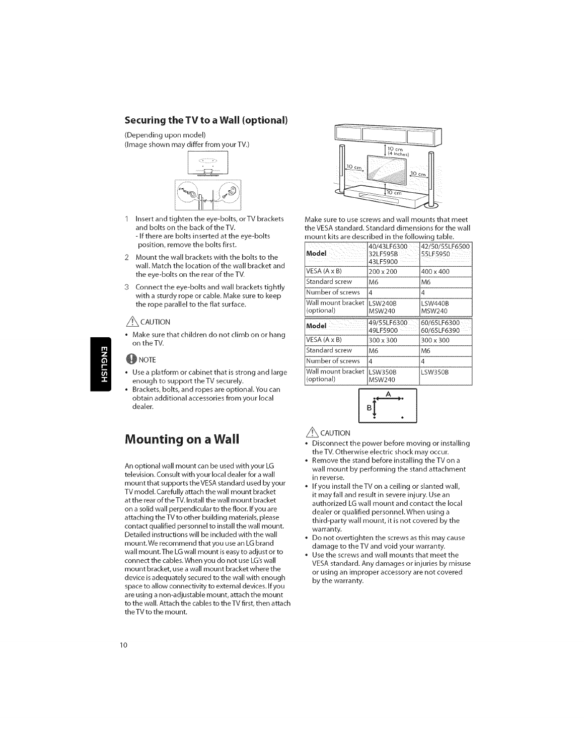## Securing the TV to a Wall (optional)

(Depending upon model)
(Image shown may differ from your TV.)

1. Insert and tighten the eye-bolts, or TV brackets and bolts on the back of the TV.
   - If there are bolts inserted at the eye-bolts position, remove the bolts first.
2. Mount the wall brackets with the bolts to the wall. Match the location of the wall bracket and the eye-bolts on the rear of the TV.
3. Connect the eye-bolts and wall brackets tightly with a sturdy rope or cable. Make sure to keep the rope parallel to the flat surface.

⚠ CAUTION

- Make sure that children do not climb on or hang on the TV.

NOTE

- Use a platform or cabinet that is strong and large enough to support the TV securely.
- Brackets, bolts, and ropes are optional. You can obtain additional accessories from your local dealer.

# Mounting on a Wall

An optional wall mount can be used with your LG television. Consult with your local dealer for a wall mount that supports the VESA standard used by your TV model. Carefully attach the wall mount bracket at the rear of the TV. Install the wall mount bracket on a solid wall perpendicular to the floor. If you are attaching the TV to other building materials, please contact qualified personnel to install the wall mount. Detailed instructions will be included with the wall mount. We recommend that you use an LG brand wall mount. The LG wall mount is easy to adjust or to connect the cables. When you do not use LG's wall mount bracket, use a wall mount bracket where the device is adequately secured to the wall with enough space to allow connectivity to external devices. If you are using a non-adjustable mount, attach the mount to the wall. Attach the cables to the TV first, then attach the TV to the mount.

10 cm (4 inches)

Make sure to use screws and wall mounts that meet the VESA standard. Standard dimensions for the wall mount kits are described in the following table.

| Model | 40/43LF6300 32LF595B 43LF5900 | 42/50/55LF6500 55LF5950 |
|---|---|---|
| VESA (A x B) | 200 x 200 | 400 x 400 |
| Standard screw | M6 | M6 |
| Number of screws | 4 | 4 |
| Wall mount bracket (optional) | LSW240B MSW240 | LSW440B MSW240 |

| Model | 49/55LF6300 49LF5900 | 60/65LF6300 60/65LF6390 |
|---|---|---|
| VESA (A x B) | 300 x 300 | 300 x 300 |
| Standard screw | M6 | M6 |
| Number of screws | 4 | 4 |
| Wall mount bracket (optional) | LSW350B MSW240 | LSW350B |

⚠ CAUTION

- Disconnect the power before moving or installing the TV. Otherwise electric shock may occur.
- Remove the stand before installing the TV on a wall mount by performing the stand attachment in reverse.
- If you install the TV on a ceiling or slanted wall, it may fall and result in severe injury. Use an authorized LG wall mount and contact the local dealer or qualified personnel. When using a third-party wall mount, it is not covered by the warranty.
- Do not overtighten the screws as this may cause damage to the TV and void your warranty.
- Use the screws and wall mounts that meet the VESA standard. Any damages or injuries by misuse or using an improper accessory are not covered by the warranty.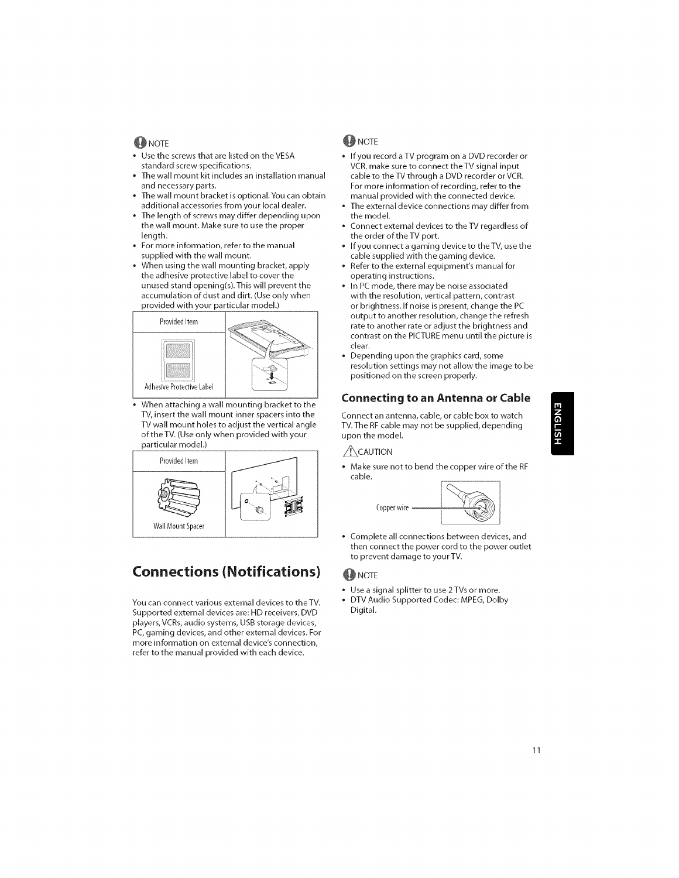NOTE

- Use the screws that are listed on the VESA standard screw specifications.
- The wall mount kit includes an installation manual and necessary parts.
- The wall mount bracket is optional. You can obtain additional accessories from your local dealer.
- The length of screws may differ depending upon the wall mount. Make sure to use the proper length.
- For more information, refer to the manual supplied with the wall mount.
- When using the wall mounting bracket, apply the adhesive protective label to cover the unused stand opening(s). This will prevent the accumulation of dust and dirt. (Use only when provided with your particular model.)

Provided Item

Adhesive Protective Label

- When attaching a wall mounting bracket to the TV, insert the wall mount inner spacers into the TV wall mount holes to adjust the vertical angle of the TV. (Use only when provided with your particular model.)

Provided Item

Wall Mount Spacer

# Connections (Notifications)

You can connect various external devices to the TV. Supported external devices are: HD receivers, DVD players, VCRs, audio systems, USB storage devices, PC, gaming devices, and other external devices. For more information on external device's connection, refer to the manual provided with each device.

NOTE

- If you record a TV program on a DVD recorder or VCR, make sure to connect the TV signal input cable to the TV through a DVD recorder or VCR. For more information of recording, refer to the manual provided with the connected device.
- The external device connections may differ from the model.
- Connect external devices to the TV regardless of the order of the TV port.
- If you connect a gaming device to the TV, use the cable supplied with the gaming device.
- Refer to the external equipment's manual for operating instructions.
- In PC mode, there may be noise associated with the resolution, vertical pattern, contrast or brightness. If noise is present, change the PC output to another resolution, change the refresh rate to another rate or adjust the brightness and contrast on the PICTURE menu until the picture is clear.
- Depending upon the graphics card, some resolution settings may not allow the image to be positioned on the screen properly.

## Connecting to an Antenna or Cable

Connect an antenna, cable, or cable box to watch TV. The RF cable may not be supplied, depending upon the model.

CAUTION

- Make sure not to bend the copper wire of the RF cable.

Copper wire

- Complete all connections between devices, and then connect the power cord to the power outlet to prevent damage to your TV.

NOTE

- Use a signal splitter to use 2 TVs or more.
- DTV Audio Supported Codec: MPEG, Dolby Digital.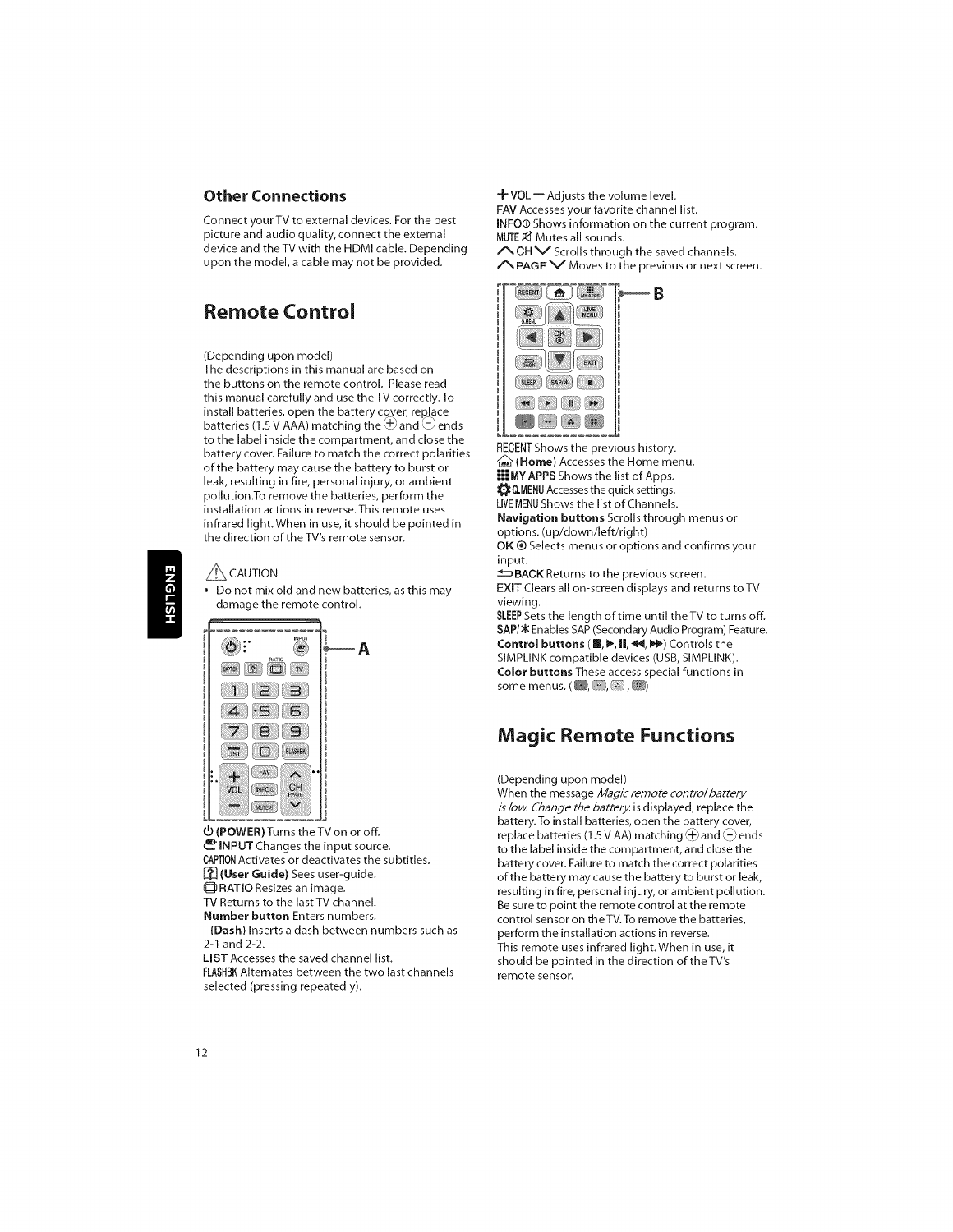## Other Connections

Connect your TV to external devices. For the best picture and audio quality, connect the external device and the TV with the HDMI cable. Depending upon the model, a cable may not be provided.

# Remote Control

(Depending upon model)
The descriptions in this manual are based on the buttons on the remote control. Please read this manual carefully and use the TV correctly. To install batteries, open the battery cover, replace batteries (1.5 V AAA) matching the ⊕ and ⊖ ends to the label inside the compartment, and close the battery cover. Failure to match the correct polarities of the battery may cause the battery to burst or leak, resulting in fire, personal injury, or ambient pollution. To remove the batteries, perform the installation actions in reverse. This remote uses infrared light. When in use, it should be pointed in the direction of the TV's remote sensor.

⚠ CAUTION

- Do not mix old and new batteries, as this may damage the remote control.

**(POWER)** Turns the TV on or off.
**INPUT** Changes the input source.
**CAPTION** Activates or deactivates the subtitles.
**(User Guide)** Sees user-guide.
**RATIO** Resizes an image.
**TV** Returns to the last TV channel.
**Number button** Enters numbers.
**- (Dash)** Inserts a dash between numbers such as 2-1 and 2-2.
**LIST** Accesses the saved channel list.
**FLASHBK** Alternates between the two last channels selected (pressing repeatedly).

**+ VOL −** Adjusts the volume level.
**FAV** Accesses your favorite channel list.
**INFO** Shows information on the current program.
**MUTE** Mutes all sounds.
**∧ CH ∨** Scrolls through the saved channels.
**∧ PAGE ∨** Moves to the previous or next screen.

**RECENT** Shows the previous history.
**(Home)** Accesses the Home menu.
**MY APPS** Shows the list of Apps.
**Q.MENU** Accesses the quick settings.
**LIVE MENU** Shows the list of Channels.
**Navigation buttons** Scrolls through menus or options. (up/down/left/right)
**OK** Selects menus or options and confirms your input.
**BACK** Returns to the previous screen.
**EXIT** Clears all on-screen displays and returns to TV viewing.
**SLEEP** Sets the length of time until the TV to turns off.
**SAP/✱** Enables SAP (Secondary Audio Program) Feature.
**Control buttons** (■, ▶, ❚❚, ◀◀, ▶▶) Controls the SIMPLINK compatible devices (USB, SIMPLINK).
**Color buttons** These access special functions in some menus.

# Magic Remote Functions

(Depending upon model)
When the message *Magic remote control battery is low. Change the battery.* is displayed, replace the battery. To install batteries, open the battery cover, replace batteries (1.5 V AA) matching ⊕ and ⊖ ends to the label inside the compartment, and close the battery cover. Failure to match the correct polarities of the battery may cause the battery to burst or leak, resulting in fire, personal injury, or ambient pollution. Be sure to point the remote control at the remote control sensor on the TV. To remove the batteries, perform the installation actions in reverse.
This remote uses infrared light. When in use, it should be pointed in the direction of the TV's remote sensor.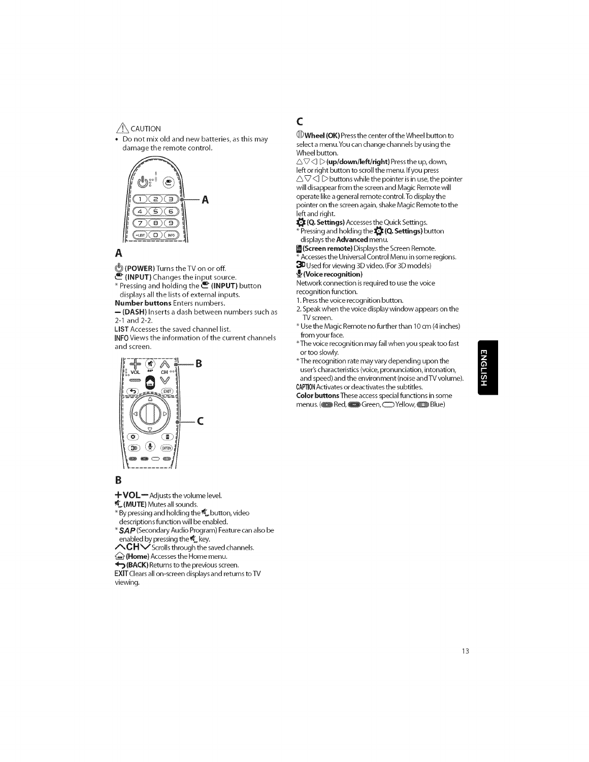⚠ CAUTION

- Do not mix old and new batteries, as this may damage the remote control.

## A

**(POWER)** Turns the TV on or off.

**(INPUT)** Changes the input source.

* Pressing and holding the **(INPUT)** button displays all the lists of external inputs.

**Number buttons** Enters numbers.

**– (DASH)** Inserts a dash between numbers such as 2-1 and 2-2.

**LIST** Accesses the saved channel list.

**INFO** Views the information of the current channels and screen.

## B

**+VOL–** Adjusts the volume level.

**(MUTE)** Mutes all sounds.

* By pressing and holding the button, video descriptions function will be enabled.

* ***SAP*** (Secondary Audio Program) Feature can also be enabled by pressing the key.

**∧CH∨** Scrolls through the saved channels.

**(Home)** Accesses the Home menu.

**(BACK)** Returns to the previous screen.

**EXIT** Clears all on-screen displays and returns to TV viewing.

## C

**Wheel (OK)** Press the center of the Wheel button to select a menu. You can change channels by using the Wheel button.

△▽◁▷ **(up/down/left/right)** Press the up, down, left or right button to scroll the menu. If you press △▽◁▷ buttons while the pointer is in use, the pointer will disappear from the screen and Magic Remote will operate like a general remote control. To display the pointer on the screen again, shake Magic Remote to the left and right.

**(Q. Settings)** Accesses the Quick Settings.

* Pressing and holding the **(Q. Settings)** button displays the **Advanced** menu.

**(Screen remote)** Displays the Screen Remote.

* Accesses the Universal Control Menu in some regions.

**3D** Used for viewing 3D video. (For 3D models)

**(Voice recognition)**

Network connection is required to use the voice recognition function.

1. Press the voice recognition button.
2. Speak when the voice display window appears on the TV screen.

* Use the Magic Remote no further than 10 cm (4 inches) from your face.

* The voice recognition may fail when you speak too fast or too slowly.

* The recognition rate may vary depending upon the user's characteristics (voice, pronunciation, intonation, and speed) and the environment (noise and TV volume).

**CAPTION** Activates or deactivates the subtitles.

**Color buttons** These access special functions in some menus. ( Red, Green, Yellow, Blue)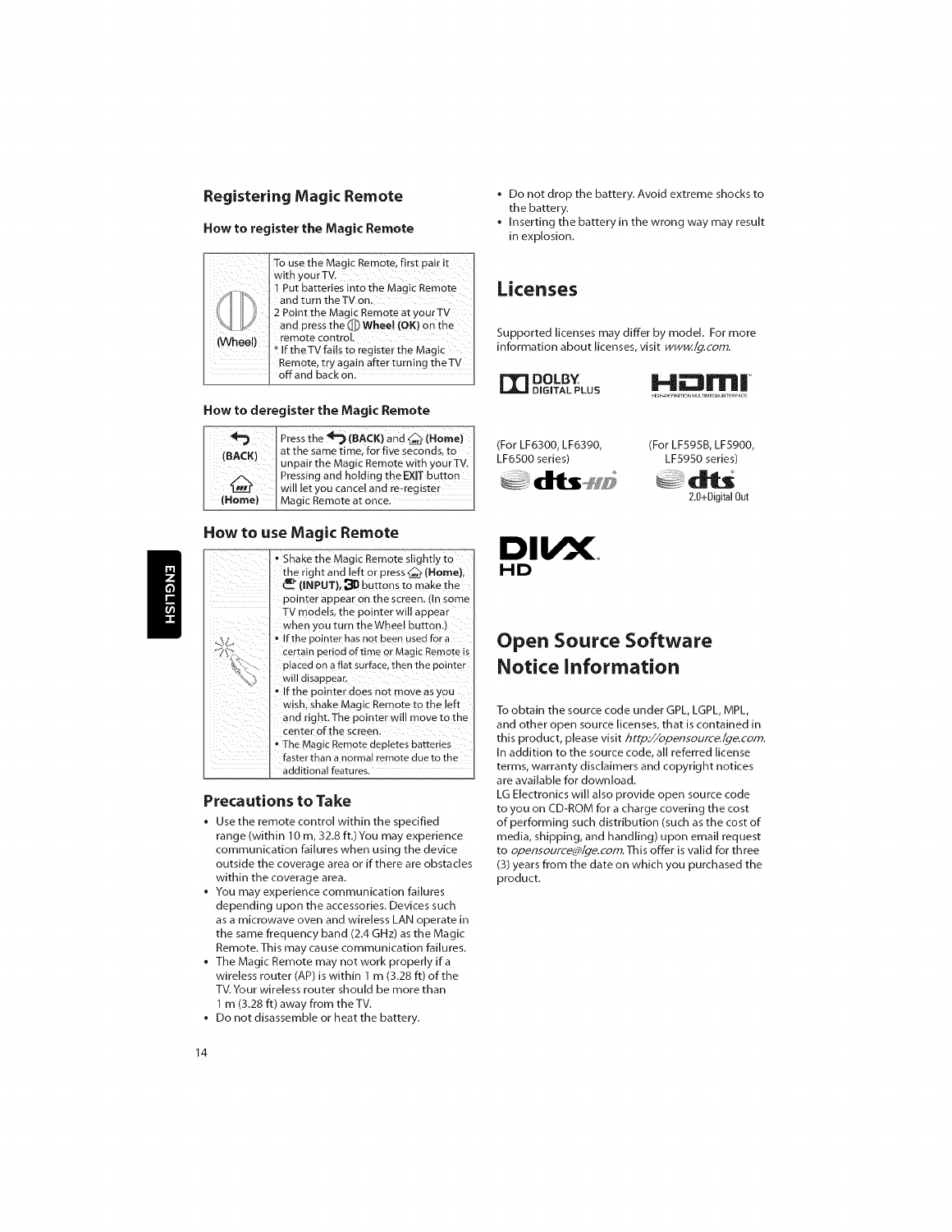## Registering Magic Remote

### How to register the Magic Remote

| (Wheel) | To use the Magic Remote, first pair it with your TV.<br>1 Put batteries into the Magic Remote and turn the TV on.<br>2 Point the Magic Remote at your TV and press the **Wheel (OK)** on the remote control.<br>* If the TV fails to register the Magic Remote, try again after turning the TV off and back on. |
|---|---|

### How to deregister the Magic Remote

| (BACK)<br>(Home) | Press the **(BACK)** and **(Home)** at the same time, for five seconds, to unpair the Magic Remote with your TV.<br>Pressing and holding the **EXIT** button will let you cancel and re-register Magic Remote at once. |
|---|---|

## How to use Magic Remote

| | • Shake the Magic Remote slightly to the right and left or press **(Home)**, **(INPUT)**, **3D** buttons to make the pointer appear on the screen. (In some TV models, the pointer will appear when you turn the Wheel button.)<br>• If the pointer has not been used for a certain period of time or Magic Remote is placed on a flat surface, then the pointer will disappear.<br>• If the pointer does not move as you wish, shake Magic Remote to the left and right. The pointer will move to the center of the screen.<br>• The Magic Remote depletes batteries faster than a normal remote due to the additional features. |
|---|---|

## Precautions to Take

- Use the remote control within the specified range (within 10 m, 32.8 ft.) You may experience communication failures when using the device outside the coverage area or if there are obstacles within the coverage area.
- You may experience communication failures depending upon the accessories. Devices such as a microwave oven and wireless LAN operate in the same frequency band (2.4 GHz) as the Magic Remote. This may cause communication failures.
- The Magic Remote may not work properly if a wireless router (AP) is within 1 m (3.28 ft) of the TV. Your wireless router should be more than 1 m (3.28 ft) away from the TV.
- Do not disassemble or heat the battery.
- Do not drop the battery. Avoid extreme shocks to the battery.
- Inserting the battery in the wrong way may result in explosion.

# Licenses

Supported licenses may differ by model. For more information about licenses, visit *www.lg.com*.

DOLBY DIGITAL PLUS

HDMI

(For LF6300, LF6390, LF6500 series)

dts-HD

(For LF595B, LF5900, LF5950 series)

dts 2.0+Digital Out

DIVX HD

# Open Source Software Notice Information

To obtain the source code under GPL, LGPL, MPL, and other open source licenses, that is contained in this product, please visit *http://opensource.lge.com*. In addition to the source code, all referred license terms, warranty disclaimers and copyright notices are available for download.

LG Electronics will also provide open source code to you on CD-ROM for a charge covering the cost of performing such distribution (such as the cost of media, shipping, and handling) upon email request to *opensource@lge.com*. This offer is valid for three (3) years from the date on which you purchased the product.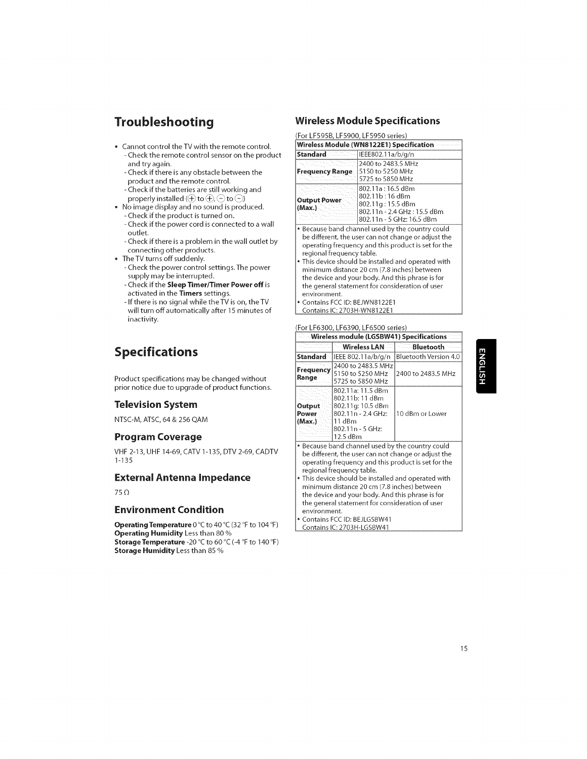# Troubleshooting

- Cannot control the TV with the remote control.
  - Check the remote control sensor on the product and try again.
  - Check if there is any obstacle between the product and the remote control.
  - Check if the batteries are still working and properly installed (⊕ to ⊕, ⊖ to ⊖)
- No image display and no sound is produced.
  - Check if the product is turned on.
  - Check if the power cord is connected to a wall outlet.
  - Check if there is a problem in the wall outlet by connecting other products.
- The TV turns off suddenly.
  - Check the power control settings. The power supply may be interrupted.
  - Check if the **Sleep Timer/Timer Power off** is activated in the **Timers** settings.
  - If there is no signal while the TV is on, the TV will turn off automatically after 15 minutes of inactivity.

# Specifications

Product specifications may be changed without prior notice due to upgrade of product functions.

## Television System

NTSC-M, ATSC, 64 & 256 QAM

## Program Coverage

VHF 2-13, UHF 14-69, CATV 1-135, DTV 2-69, CADTV 1-135

## External Antenna Impedance

75 Ω

## Environment Condition

**Operating Temperature** 0 °C to 40 °C (32 °F to 104 °F)
**Operating Humidity** Less than 80 %
**Storage Temperature** -20 °C to 60 °C (-4 °F to 140 °F)
**Storage Humidity** Less than 85 %

## Wireless Module Specifications

(For LF595B, LF5900, LF5950 series)

| Wireless Module (WN8122E1) Specification | |
|---|---|
| **Standard** | IEEE802.11a/b/g/n |
| **Frequency Range** | 2400 to 2483.5 MHz<br>5150 to 5250 MHz<br>5725 to 5850 MHz |
| **Output Power (Max.)** | 802.11a : 16.5 dBm<br>802.11b : 16 dBm<br>802.11g : 15.5 dBm<br>802.11n - 2.4 GHz : 15.5 dBm<br>802.11n - 5 GHz: 16.5 dBm |

- Because band channel used by the country could be different, the user can not change or adjust the operating frequency and this product is set for the regional frequency table.
- This device should be installed and operated with minimum distance 20 cm (7.8 inches) between the device and your body. And this phrase is for the general statement for consideration of user environment.
- Contains FCC ID: BEJWN8122E1
  Contains IC: 2703H-WN8122E1

(For LF6300, LF6390, LF6500 series)

| Wireless module (LGSBW41) Specifications | | |
|---|---|---|
| | **Wireless LAN** | **Bluetooth** |
| **Standard** | IEEE 802.11a/b/g/n | Bluetooth Version 4.0 |
| **Frequency Range** | 2400 to 2483.5 MHz<br>5150 to 5250 MHz<br>5725 to 5850 MHz | 2400 to 2483.5 MHz |
| **Output Power (Max.)** | 802.11a: 11.5 dBm<br>802.11b: 11 dBm<br>802.11g: 10.5 dBm<br>802.11n - 2.4 GHz: 11 dBm<br>802.11n - 5 GHz: 12.5 dBm | 10 dBm or Lower |

- Because band channel used by the country could be different, the user can not change or adjust the operating frequency and this product is set for the regional frequency table.
- This device should be installed and operated with minimum distance 20 cm (7.8 inches) between the device and your body. And this phrase is for the general statement for consideration of user environment.
- Contains FCC ID: BEJLGSBW41
  Contains IC: 2703H-LGSBW41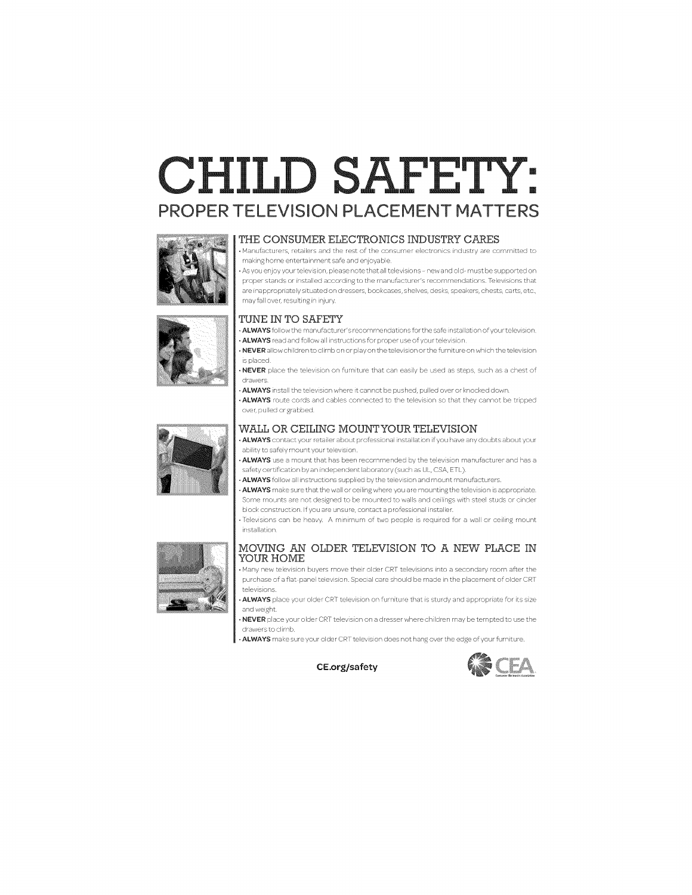# CHILD SAFETY:

## PROPER TELEVISION PLACEMENT MATTERS

### THE CONSUMER ELECTRONICS INDUSTRY CARES

- Manufacturers, retailers and the rest of the consumer electronics industry are committed to making home entertainment safe and enjoyable.
- As you enjoy your television, please note that all televisions - new and old - must be supported on proper stands or installed according to the manufacturer's recommendations. Televisions that are inappropriately situated on dressers, bookcases, shelves, desks, speakers, chests, carts, etc., may fall over, resulting in injury.

### TUNE IN TO SAFETY

- **ALWAYS** follow the manufacturer's recommendations for the safe installation of your television.
- **ALWAYS** read and follow all instructions for proper use of your television.
- **NEVER** allow children to climb on or play on the television or the furniture on which the television is placed.
- **NEVER** place the television on furniture that can easily be used as steps, such as a chest of drawers.
- **ALWAYS** install the television where it cannot be pushed, pulled over or knocked down.
- **ALWAYS** route cords and cables connected to the television so that they cannot be tripped over, pulled or grabbed.

### WALL OR CEILING MOUNT YOUR TELEVISION

- **ALWAYS** contact your retailer about professional installation if you have any doubts about your ability to safely mount your television.
- **ALWAYS** use a mount that has been recommended by the television manufacturer and has a safety certification by an independent laboratory (such as UL, CSA, ETL).
- **ALWAYS** follow all instructions supplied by the television and mount manufacturers.
- **ALWAYS** make sure that the wall or ceiling where you are mounting the television is appropriate. Some mounts are not designed to be mounted to walls and ceilings with steel studs or cinder block construction. If you are unsure, contact a professional installer.
- Televisions can be heavy. A minimum of two people is required for a wall or ceiling mount installation.

### MOVING AN OLDER TELEVISION TO A NEW PLACE IN YOUR HOME

- Many new television buyers move their older CRT televisions into a secondary room after the purchase of a flat-panel television. Special care should be made in the placement of older CRT televisions.
- **ALWAYS** place your older CRT television on furniture that is sturdy and appropriate for its size and weight.
- **NEVER** place your older CRT television on a dresser where children may be tempted to use the drawers to climb.
- **ALWAYS** make sure your older CRT television does not hang over the edge of your furniture.

**CE.org/safety**

CEA Consumer Electronics Association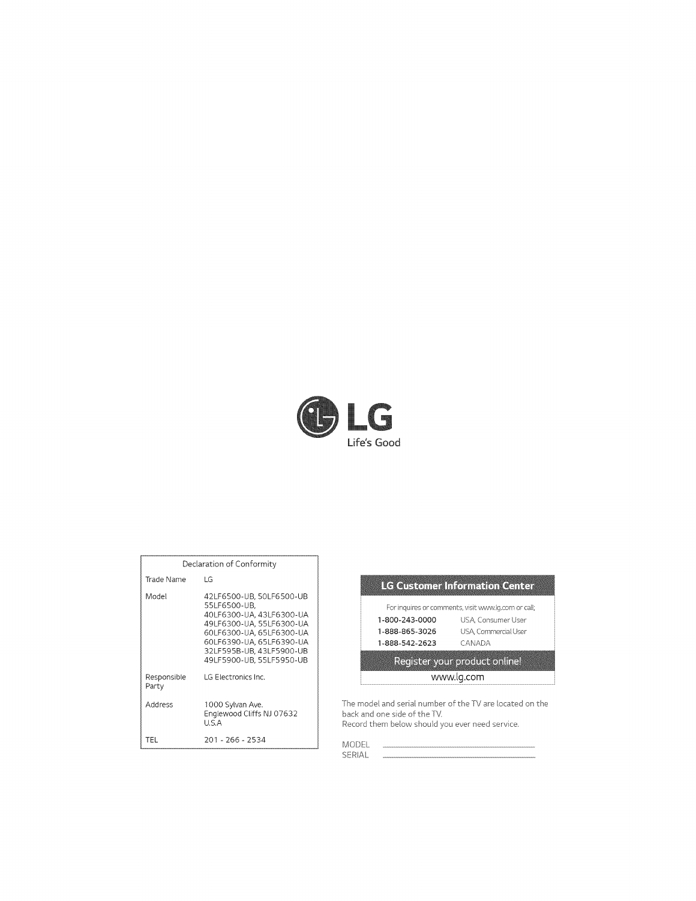LG

Life's Good

| Declaration of Conformity | |
|---|---|
| Trade Name | LG |
| Model | 42LF6500-UB, 50LF6500-UB<br>55LF6500-UB,<br>40LF6300-UA, 43LF6300-UA<br>49LF6300-UA, 55LF6300-UA<br>60LF6300-UA, 65LF6300-UA<br>60LF6390-UA, 65LF6390-UA<br>32LF595B-UB, 43LF5900-UB<br>49LF5900-UB, 55LF5950-UB |
| Responsible Party | LG Electronics Inc. |
| Address | 1000 Sylvan Ave.<br>Englewood Cliffs NJ 07632<br>U.S.A |
| TEL | 201 - 266 - 2534 |

## LG Customer Information Center

For inquires or comments, visit www.lg.com or call;

| | |
|---|---|
| **1-800-243-0000** | USA, Consumer User |
| **1-888-865-3026** | USA, Commercial User |
| **1-888-542-2623** | CANADA |

## Register your product online!

www.lg.com

The model and serial number of the TV are located on the back and one side of the TV.
Record them below should you ever need service.

MODEL ______________________

SERIAL ______________________